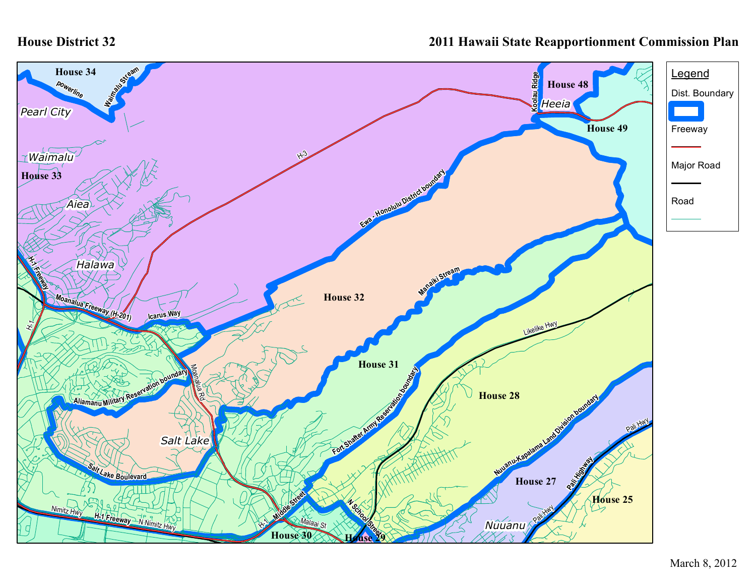# House District 32

2011 Hawaii State Reapportionment Commission Plan

**Legend**

- Dist. Boundary
- Freeway
- Major Road
- Road

House 34, House 33, House 32, House 31, House 30, House 29, House 28, House 27, House 25, House 48, House 49

Pearl City, Waimalu, Aiea, Halawa, Salt Lake, Heeia, Nuuanu

powerline, Waimalu Stream, H-3, Koolau Ridge, Ewa - Honolulu District boundary, H-1 Freeway, H-1, Moanalua Freeway (H-201), Icarus Way, Moanalua Rd, Aliamanu Military Reservation boundary, Manaiki Stream, Salt Lake Boulevard, Nimitz Hwy, N Nimitz Hwy, Middle Street, Malaai St, N School Street, Fort Shafter Army Reservation boundary, Likelike Hwy, Nuuanu-Kapalama Land Division boundary, Pali Hwy, Pali Highway

March 8, 2012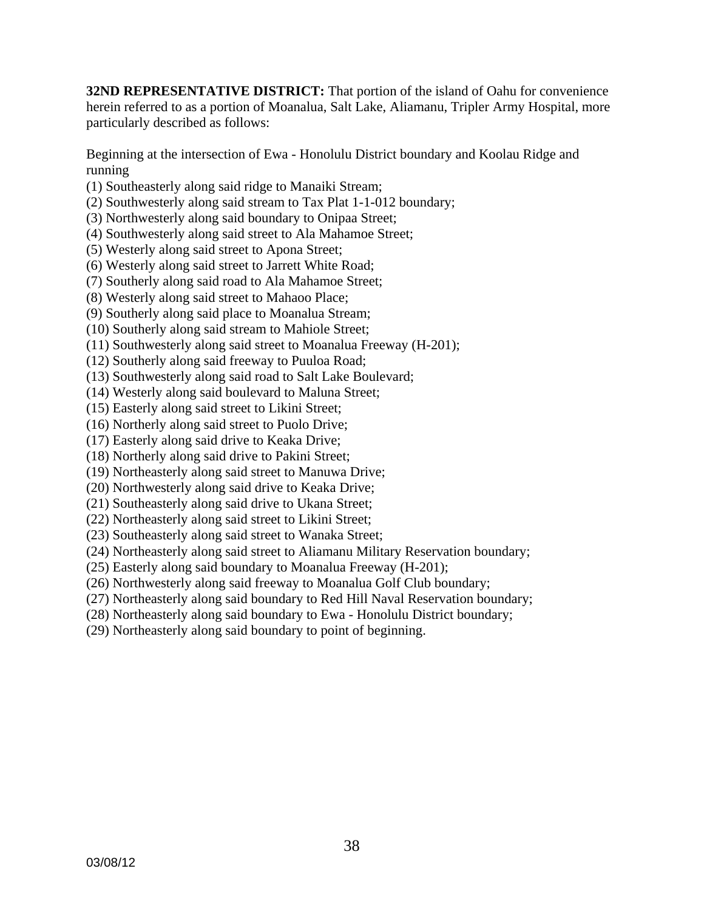**32ND REPRESENTATIVE DISTRICT:** That portion of the island of Oahu for convenience herein referred to as a portion of Moanalua, Salt Lake, Aliamanu, Tripler Army Hospital, more particularly described as follows:

Beginning at the intersection of Ewa - Honolulu District boundary and Koolau Ridge and running

(1) Southeasterly along said ridge to Manaiki Stream;
(2) Southwesterly along said stream to Tax Plat 1-1-012 boundary;
(3) Northwesterly along said boundary to Onipaa Street;
(4) Southwesterly along said street to Ala Mahamoe Street;
(5) Westerly along said street to Apona Street;
(6) Westerly along said street to Jarrett White Road;
(7) Southerly along said road to Ala Mahamoe Street;
(8) Westerly along said street to Mahaoo Place;
(9) Southerly along said place to Moanalua Stream;
(10) Southerly along said stream to Mahiole Street;
(11) Southwesterly along said street to Moanalua Freeway (H-201);
(12) Southerly along said freeway to Puuloa Road;
(13) Southwesterly along said road to Salt Lake Boulevard;
(14) Westerly along said boulevard to Maluna Street;
(15) Easterly along said street to Likini Street;
(16) Northerly along said street to Puolo Drive;
(17) Easterly along said drive to Keaka Drive;
(18) Northerly along said drive to Pakini Street;
(19) Northeasterly along said street to Manuwa Drive;
(20) Northwesterly along said drive to Keaka Drive;
(21) Southeasterly along said drive to Ukana Street;
(22) Northeasterly along said street to Likini Street;
(23) Southeasterly along said street to Wanaka Street;
(24) Northeasterly along said street to Aliamanu Military Reservation boundary;
(25) Easterly along said boundary to Moanalua Freeway (H-201);
(26) Northwesterly along said freeway to Moanalua Golf Club boundary;
(27) Northeasterly along said boundary to Red Hill Naval Reservation boundary;
(28) Northeasterly along said boundary to Ewa - Honolulu District boundary;
(29) Northeasterly along said boundary to point of beginning.

03/08/12